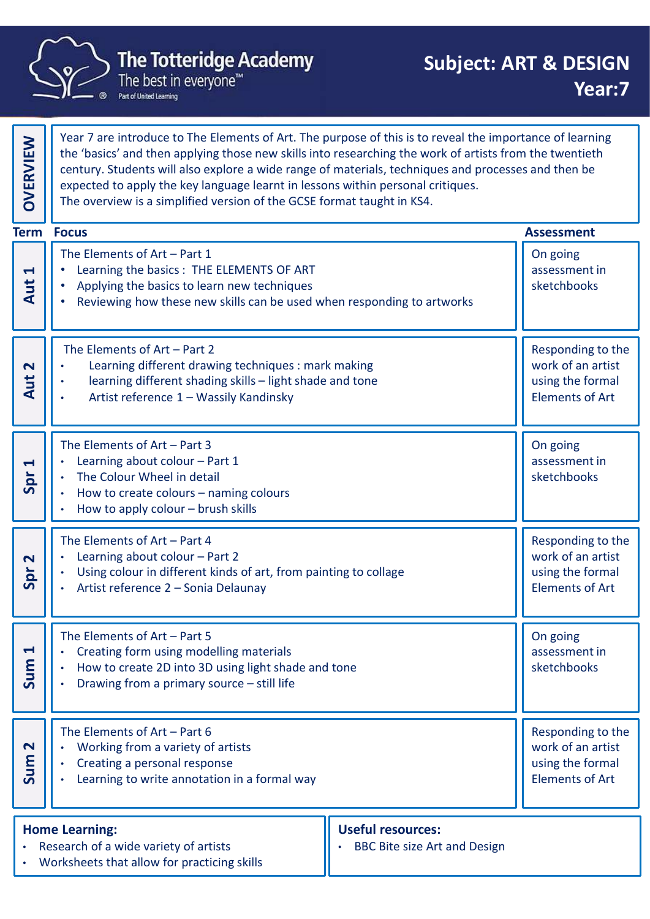# The Totteridge Academy

The best in everyone™

Part of United Learning

## Subject: ART & DESIGN

## Year:7

**OVERVIEW**

Year 7 are introduce to The Elements of Art. The purpose of this is to reveal the importance of learning the 'basics' and then applying those new skills into researching the work of artists from the twentieth century. Students will also explore a wide range of materials, techniques and processes and then be expected to apply the key language learnt in lessons within personal critiques.
The overview is a simplified version of the GCSE format taught in KS4.

| Term | Focus | Assessment |
|---|---|---|
| Aut 1 | The Elements of Art – Part 1<br>• Learning the basics : THE ELEMENTS OF ART<br>• Applying the basics to learn new techniques<br>• Reviewing how these new skills can be used when responding to artworks | On going assessment in sketchbooks |
| Aut 2 | The Elements of Art – Part 2<br>• Learning different drawing techniques : mark making<br>• learning different shading skills – light shade and tone<br>• Artist reference 1 – Wassily Kandinsky | Responding to the work of an artist using the formal Elements of Art |
| Spr 1 | The Elements of Art – Part 3<br>• Learning about colour – Part 1<br>• The Colour Wheel in detail<br>• How to create colours – naming colours<br>• How to apply colour – brush skills | On going assessment in sketchbooks |
| Spr 2 | The Elements of Art – Part 4<br>• Learning about colour – Part 2<br>• Using colour in different kinds of art, from painting to collage<br>• Artist reference 2 – Sonia Delaunay | Responding to the work of an artist using the formal Elements of Art |
| Sum 1 | The Elements of Art – Part 5<br>• Creating form using modelling materials<br>• How to create 2D into 3D using light shade and tone<br>• Drawing from a primary source – still life | On going assessment in sketchbooks |
| Sum 2 | The Elements of Art – Part 6<br>• Working from a variety of artists<br>• Creating a personal response<br>• Learning to write annotation in a formal way | Responding to the work of an artist using the formal Elements of Art |

**Home Learning:**
- Research of a wide variety of artists
- Worksheets that allow for practicing skills

**Useful resources:**
- BBC Bite size Art and Design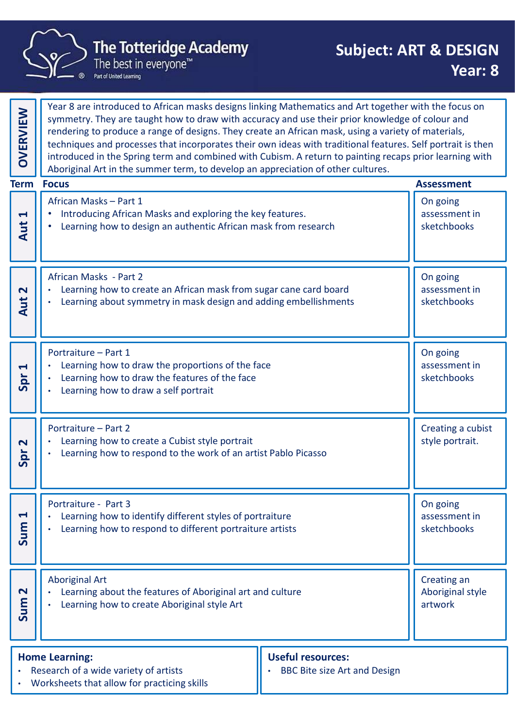# The Totteridge Academy

The best in everyone™

Part of United Learning

## Subject: ART & DESIGN
## Year: 8

**OVERVIEW**

Year 8 are introduced to African masks designs linking Mathematics and Art together with the focus on symmetry. They are taught how to draw with accuracy and use their prior knowledge of colour and rendering to produce a range of designs. They create an African mask, using a variety of materials, techniques and processes that incorporates their own ideas with traditional features. Self portrait is then introduced in the Spring term and combined with Cubism. A return to painting recaps prior learning with Aboriginal Art in the summer term, to develop an appreciation of other cultures.

| Term | Focus | Assessment |
| --- | --- | --- |
| Aut 1 | African Masks – Part 1<br>• Introducing African Masks and exploring the key features.<br>• Learning how to design an authentic African mask from research | On going assessment in sketchbooks |
| Aut 2 | African Masks - Part 2<br>• Learning how to create an African mask from sugar cane card board<br>• Learning about symmetry in mask design and adding embellishments | On going assessment in sketchbooks |
| Spr 1 | Portraiture – Part 1<br>• Learning how to draw the proportions of the face<br>• Learning how to draw the features of the face<br>• Learning how to draw a self portrait | On going assessment in sketchbooks |
| Spr 2 | Portraiture – Part 2<br>• Learning how to create a Cubist style portrait<br>• Learning how to respond to the work of an artist Pablo Picasso | Creating a cubist style portrait. |
| Sum 1 | Portraiture - Part 3<br>• Learning how to identify different styles of portraiture<br>• Learning how to respond to different portraiture artists | On going assessment in sketchbooks |
| Sum 2 | Aboriginal Art<br>• Learning about the features of Aboriginal art and culture<br>• Learning how to create Aboriginal style Art | Creating an Aboriginal style artwork |

**Home Learning:**
- Research of a wide variety of artists
- Worksheets that allow for practicing skills

**Useful resources:**
- BBC Bite size Art and Design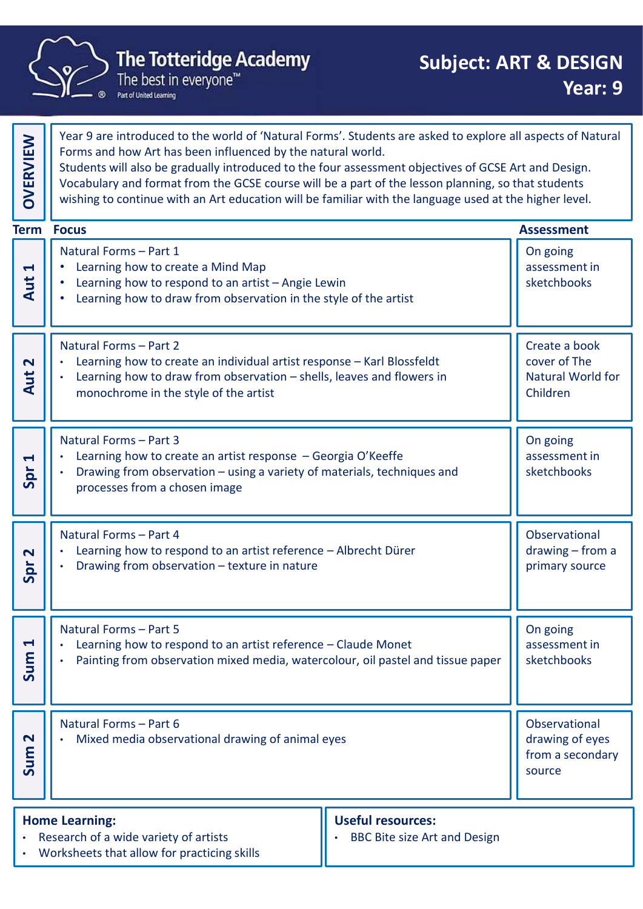# The Totteridge Academy

The best in everyone™

Part of United Learning

## Subject: ART & DESIGN

## Year: 9

**OVERVIEW**

Year 9 are introduced to the world of 'Natural Forms'. Students are asked to explore all aspects of Natural Forms and how Art has been influenced by the natural world.
Students will also be gradually introduced to the four assessment objectives of GCSE Art and Design. Vocabulary and format from the GCSE course will be a part of the lesson planning, so that students wishing to continue with an Art education will be familiar with the language used at the higher level.

| Term | Focus | Assessment |
|---|---|---|
| Aut 1 | Natural Forms – Part 1<br>• Learning how to create a Mind Map<br>• Learning how to respond to an artist – Angie Lewin<br>• Learning how to draw from observation in the style of the artist | On going assessment in sketchbooks |
| Aut 2 | Natural Forms – Part 2<br>• Learning how to create an individual artist response – Karl Blossfeldt<br>• Learning how to draw from observation – shells, leaves and flowers in monochrome in the style of the artist | Create a book cover of The Natural World for Children |
| Spr 1 | Natural Forms – Part 3<br>• Learning how to create an artist response – Georgia O'Keeffe<br>• Drawing from observation – using a variety of materials, techniques and processes from a chosen image | On going assessment in sketchbooks |
| Spr 2 | Natural Forms – Part 4<br>• Learning how to respond to an artist reference – Albrecht Dürer<br>• Drawing from observation – texture in nature | Observational drawing – from a primary source |
| Sum 1 | Natural Forms – Part 5<br>• Learning how to respond to an artist reference – Claude Monet<br>• Painting from observation mixed media, watercolour, oil pastel and tissue paper | On going assessment in sketchbooks |
| Sum 2 | Natural Forms – Part 6<br>• Mixed media observational drawing of animal eyes | Observational drawing of eyes from a secondary source |

**Home Learning:**
- Research of a wide variety of artists
- Worksheets that allow for practicing skills

**Useful resources:**
- BBC Bite size Art and Design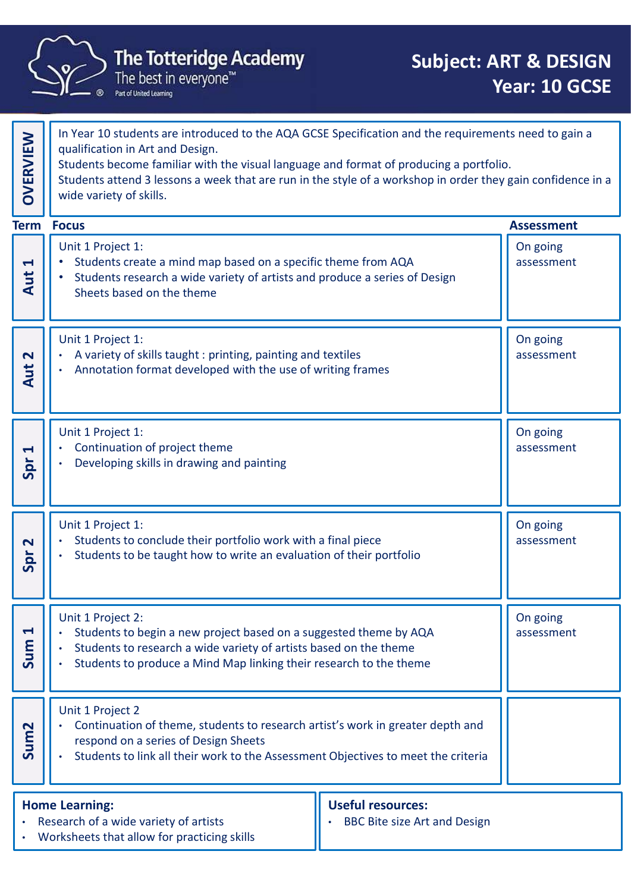# The Totteridge Academy

The best in everyone™

Part of United Learning

## Subject: ART & DESIGN
## Year: 10 GCSE

**OVERVIEW**

In Year 10 students are introduced to the AQA GCSE Specification and the requirements need to gain a qualification in Art and Design.
Students become familiar with the visual language and format of producing a portfolio.
Students attend 3 lessons a week that are run in the style of a workshop in order they gain confidence in a wide variety of skills.

| Term | Focus | Assessment |
|---|---|---|
| Aut 1 | Unit 1 Project 1:<br>• Students create a mind map based on a specific theme from AQA<br>• Students research a wide variety of artists and produce a series of Design Sheets based on the theme | On going assessment |
| Aut 2 | Unit 1 Project 1:<br>• A variety of skills taught : printing, painting and textiles<br>• Annotation format developed with the use of writing frames | On going assessment |
| Spr 1 | Unit 1 Project 1:<br>• Continuation of project theme<br>• Developing skills in drawing and painting | On going assessment |
| Spr 2 | Unit 1 Project 1:<br>• Students to conclude their portfolio work with a final piece<br>• Students to be taught how to write an evaluation of their portfolio | On going assessment |
| Sum 1 | Unit 1 Project 2:<br>• Students to begin a new project based on a suggested theme by AQA<br>• Students to research a wide variety of artists based on the theme<br>• Students to produce a Mind Map linking their research to the theme | On going assessment |
| Sum2 | Unit 1 Project 2<br>• Continuation of theme, students to research artist's work in greater depth and respond on a series of Design Sheets<br>• Students to link all their work to the Assessment Objectives to meet the criteria | |

**Home Learning:**

- Research of a wide variety of artists
- Worksheets that allow for practicing skills

**Useful resources:**

- BBC Bite size Art and Design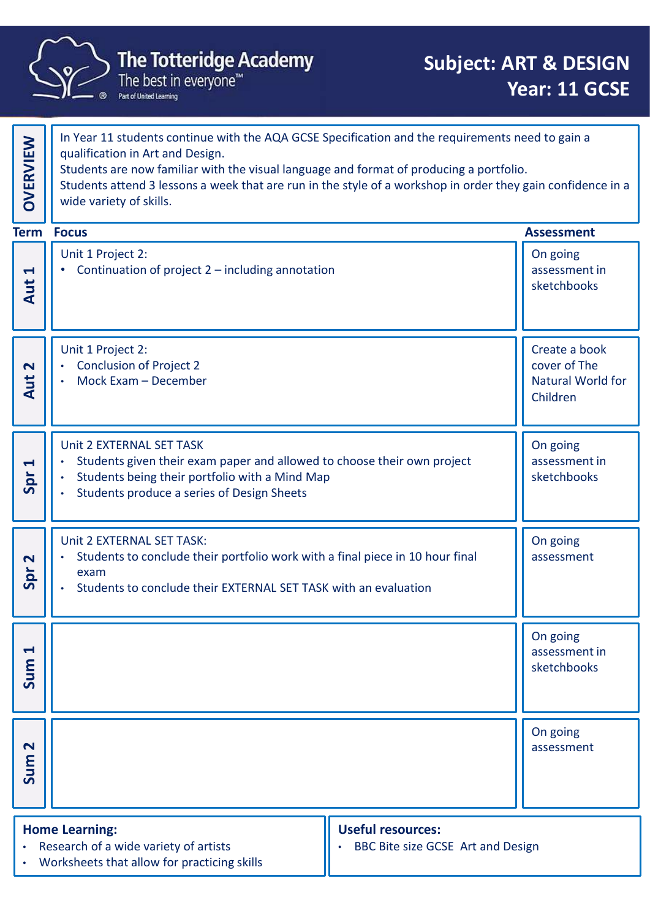# The Totteridge Academy

The best in everyone™

Part of United Learning

## Subject: ART & DESIGN
## Year: 11 GCSE

**OVERVIEW**

In Year 11 students continue with the AQA GCSE Specification and the requirements need to gain a qualification in Art and Design.
Students are now familiar with the visual language and format of producing a portfolio.
Students attend 3 lessons a week that are run in the style of a workshop in order they gain confidence in a wide variety of skills.

| Term | Focus | Assessment |
|---|---|---|
| Aut 1 | Unit 1 Project 2:<br>• Continuation of project 2 – including annotation | On going assessment in sketchbooks |
| Aut 2 | Unit 1 Project 2:<br>• Conclusion of Project 2<br>• Mock Exam – December | Create a book cover of The Natural World for Children |
| Spr 1 | Unit 2 EXTERNAL SET TASK<br>• Students given their exam paper and allowed to choose their own project<br>• Students being their portfolio with a Mind Map<br>• Students produce a series of Design Sheets | On going assessment in sketchbooks |
| Spr 2 | Unit 2 EXTERNAL SET TASK:<br>• Students to conclude their portfolio work with a final piece in 10 hour final exam<br>• Students to conclude their EXTERNAL SET TASK with an evaluation | On going assessment |
| Sum 1 | | On going assessment in sketchbooks |
| Sum 2 | | On going assessment |

**Home Learning:**
- Research of a wide variety of artists
- Worksheets that allow for practicing skills

**Useful resources:**
- BBC Bite size GCSE Art and Design